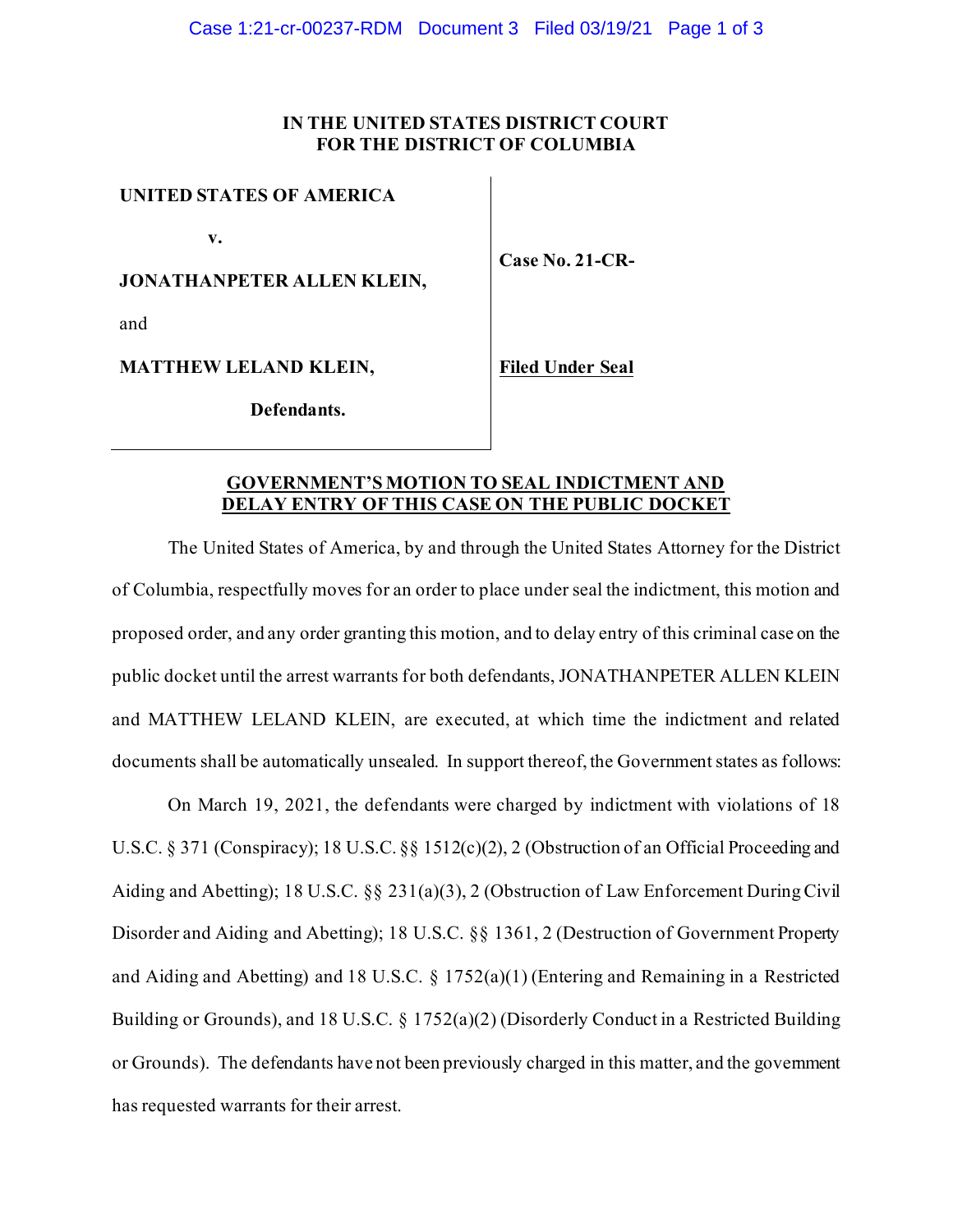**IN THE UNITED STATES DISTRICT COURT**
**FOR THE DISTRICT OF COLUMBIA**

| | |
|---|---|
| **UNITED STATES OF AMERICA** | |
| **v.** | **Case No. 21-CR-** |
| **JONATHANPETER ALLEN KLEIN,** | |
| and | |
| **MATTHEW LELAND KLEIN,** | **Filed Under Seal** |
| **Defendants.** | |

**GOVERNMENT'S MOTION TO SEAL INDICTMENT AND DELAY ENTRY OF THIS CASE ON THE PUBLIC DOCKET**

The United States of America, by and through the United States Attorney for the District of Columbia, respectfully moves for an order to place under seal the indictment, this motion and proposed order, and any order granting this motion, and to delay entry of this criminal case on the public docket until the arrest warrants for both defendants, JONATHANPETER ALLEN KLEIN and MATTHEW LELAND KLEIN, are executed, at which time the indictment and related documents shall be automatically unsealed. In support thereof, the Government states as follows:

On March 19, 2021, the defendants were charged by indictment with violations of 18 U.S.C. § 371 (Conspiracy); 18 U.S.C. §§ 1512(c)(2), 2 (Obstruction of an Official Proceeding and Aiding and Abetting); 18 U.S.C. §§ 231(a)(3), 2 (Obstruction of Law Enforcement During Civil Disorder and Aiding and Abetting); 18 U.S.C. §§ 1361, 2 (Destruction of Government Property and Aiding and Abetting) and 18 U.S.C. § 1752(a)(1) (Entering and Remaining in a Restricted Building or Grounds), and 18 U.S.C. § 1752(a)(2) (Disorderly Conduct in a Restricted Building or Grounds). The defendants have not been previously charged in this matter, and the government has requested warrants for their arrest.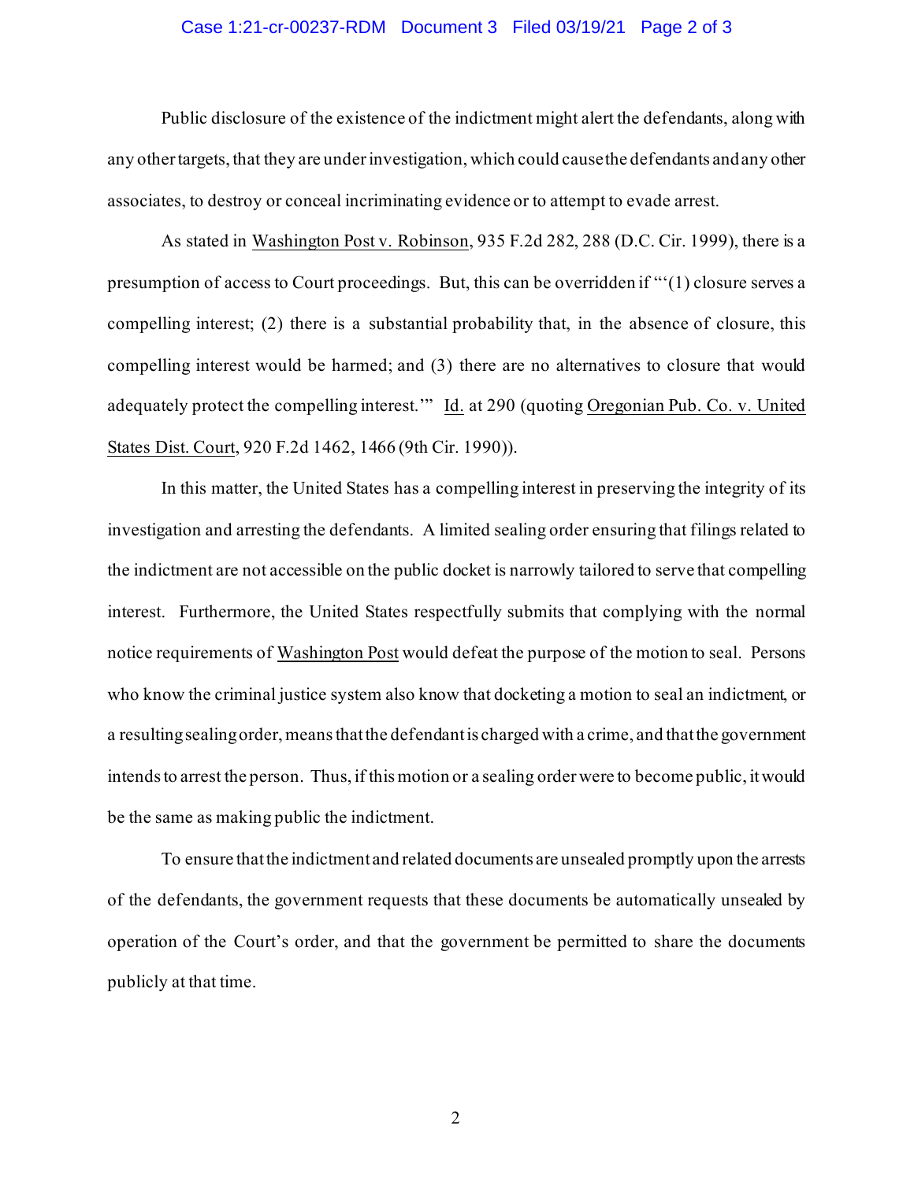Public disclosure of the existence of the indictment might alert the defendants, along with any other targets, that they are under investigation, which could cause the defendants and any other associates, to destroy or conceal incriminating evidence or to attempt to evade arrest.

As stated in Washington Post v. Robinson, 935 F.2d 282, 288 (D.C. Cir. 1999), there is a presumption of access to Court proceedings. But, this can be overridden if "'(1) closure serves a compelling interest; (2) there is a substantial probability that, in the absence of closure, this compelling interest would be harmed; and (3) there are no alternatives to closure that would adequately protect the compelling interest.'" Id. at 290 (quoting Oregonian Pub. Co. v. United States Dist. Court, 920 F.2d 1462, 1466 (9th Cir. 1990)).

In this matter, the United States has a compelling interest in preserving the integrity of its investigation and arresting the defendants. A limited sealing order ensuring that filings related to the indictment are not accessible on the public docket is narrowly tailored to serve that compelling interest. Furthermore, the United States respectfully submits that complying with the normal notice requirements of Washington Post would defeat the purpose of the motion to seal. Persons who know the criminal justice system also know that docketing a motion to seal an indictment, or a resulting sealing order, means that the defendant is charged with a crime, and that the government intends to arrest the person. Thus, if this motion or a sealing order were to become public, it would be the same as making public the indictment.

To ensure that the indictment and related documents are unsealed promptly upon the arrests of the defendants, the government requests that these documents be automatically unsealed by operation of the Court's order, and that the government be permitted to share the documents publicly at that time.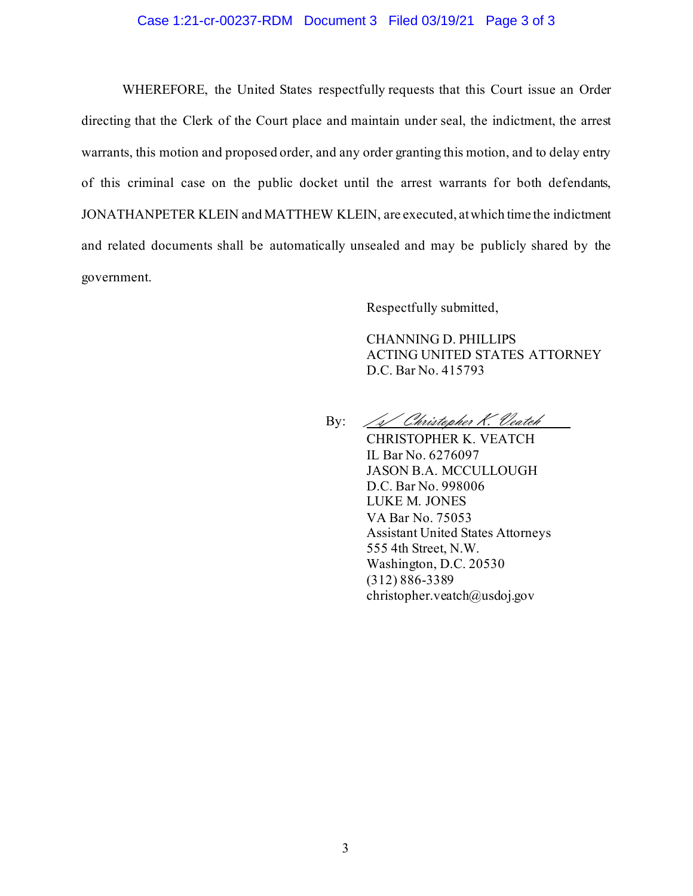WHEREFORE, the United States respectfully requests that this Court issue an Order directing that the Clerk of the Court place and maintain under seal, the indictment, the arrest warrants, this motion and proposed order, and any order granting this motion, and to delay entry of this criminal case on the public docket until the arrest warrants for both defendants, JONATHANPETER KLEIN and MATTHEW KLEIN, are executed, at which time the indictment and related documents shall be automatically unsealed and may be publicly shared by the government.

Respectfully submitted,

CHANNING D. PHILLIPS
ACTING UNITED STATES ATTORNEY
D.C. Bar No. 415793

By: /s/ Christopher K. Veatch

CHRISTOPHER K. VEATCH
IL Bar No. 6276097
JASON B.A. MCCULLOUGH
D.C. Bar No. 998006
LUKE M. JONES
VA Bar No. 75053
Assistant United States Attorneys
555 4th Street, N.W.
Washington, D.C. 20530
(312) 886-3389
christopher.veatch@usdoj.gov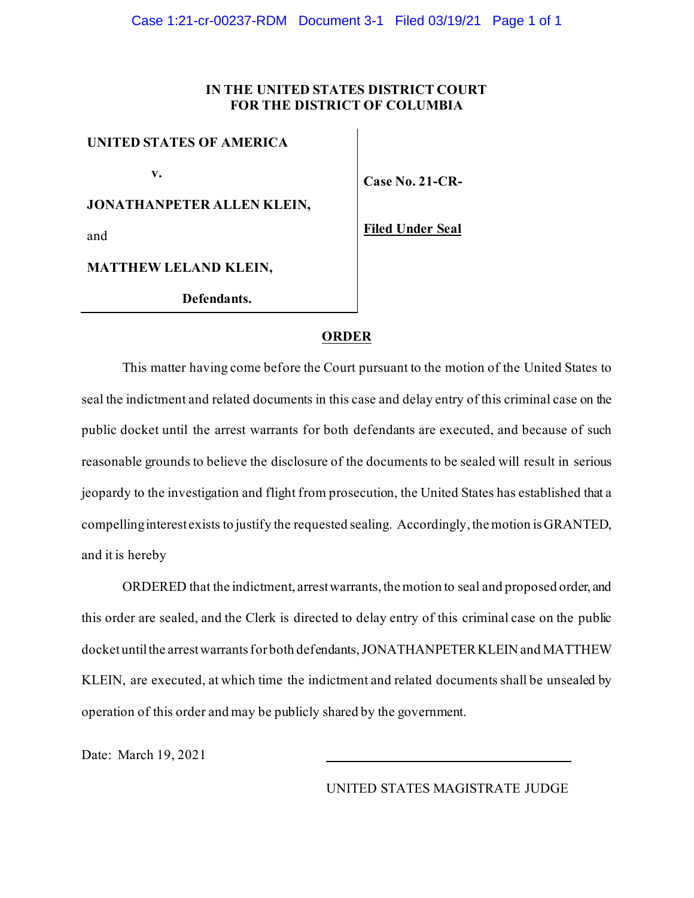IN THE UNITED STATES DISTRICT COURT
FOR THE DISTRICT OF COLUMBIA

| | |
|---|---|
| **UNITED STATES OF AMERICA** | |
| **v.** | **Case No. 21-CR-** |
| **JONATHANPETER ALLEN KLEIN,** | |
| and | **Filed Under Seal** |
| **MATTHEW LELAND KLEIN,** | |
| **Defendants.** | |

## ORDER

This matter having come before the Court pursuant to the motion of the United States to seal the indictment and related documents in this case and delay entry of this criminal case on the public docket until the arrest warrants for both defendants are executed, and because of such reasonable grounds to believe the disclosure of the documents to be sealed will result in serious jeopardy to the investigation and flight from prosecution, the United States has established that a compelling interest exists to justify the requested sealing. Accordingly, the motion is GRANTED, and it is hereby

ORDERED that the indictment, arrest warrants, the motion to seal and proposed order, and this order are sealed, and the Clerk is directed to delay entry of this criminal case on the public docket until the arrest warrants for both defendants, JONATHANPETER KLEIN and MATTHEW KLEIN, are executed, at which time the indictment and related documents shall be unsealed by operation of this order and may be publicly shared by the government.

Date: March 19, 2021

_______________________________

UNITED STATES MAGISTRATE JUDGE